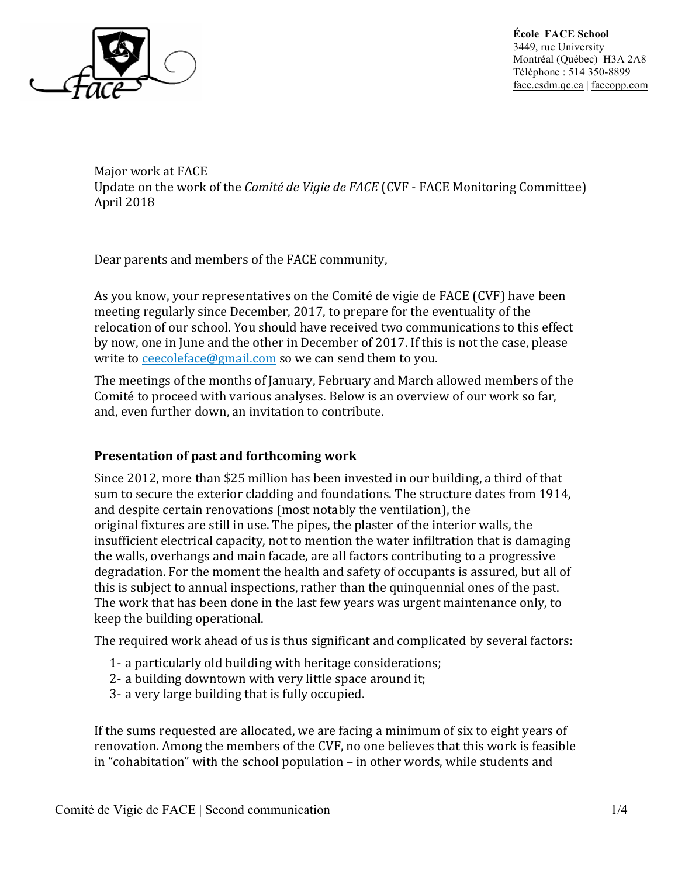**École FACE School**
3449, rue University
Montréal (Québec) H3A 2A8
Téléphone : 514 350-8899
face.csdm.qc.ca | faceopp.com

Major work at FACE
Update on the work of the *Comité de Vigie de FACE* (CVF - FACE Monitoring Committee)
April 2018

Dear parents and members of the FACE community,

As you know, your representatives on the Comité de vigie de FACE (CVF) have been meeting regularly since December, 2017, to prepare for the eventuality of the relocation of our school. You should have received two communications to this effect by now, one in June and the other in December of 2017. If this is not the case, please write to ceecoleface@gmail.com so we can send them to you.

The meetings of the months of January, February and March allowed members of the Comité to proceed with various analyses. Below is an overview of our work so far, and, even further down, an invitation to contribute.

**Presentation of past and forthcoming work**

Since 2012, more than $25 million has been invested in our building, a third of that sum to secure the exterior cladding and foundations. The structure dates from 1914, and despite certain renovations (most notably the ventilation), the original fixtures are still in use. The pipes, the plaster of the interior walls, the insufficient electrical capacity, not to mention the water infiltration that is damaging the walls, overhangs and main facade, are all factors contributing to a progressive degradation. <u>For the moment the health and safety of occupants is assured</u>, but all of this is subject to annual inspections, rather than the quinquennial ones of the past. The work that has been done in the last few years was urgent maintenance only, to keep the building operational.

The required work ahead of us is thus significant and complicated by several factors:

1- a particularly old building with heritage considerations;
2- a building downtown with very little space around it;
3- a very large building that is fully occupied.

If the sums requested are allocated, we are facing a minimum of six to eight years of renovation. Among the members of the CVF, no one believes that this work is feasible in "cohabitation" with the school population – in other words, while students and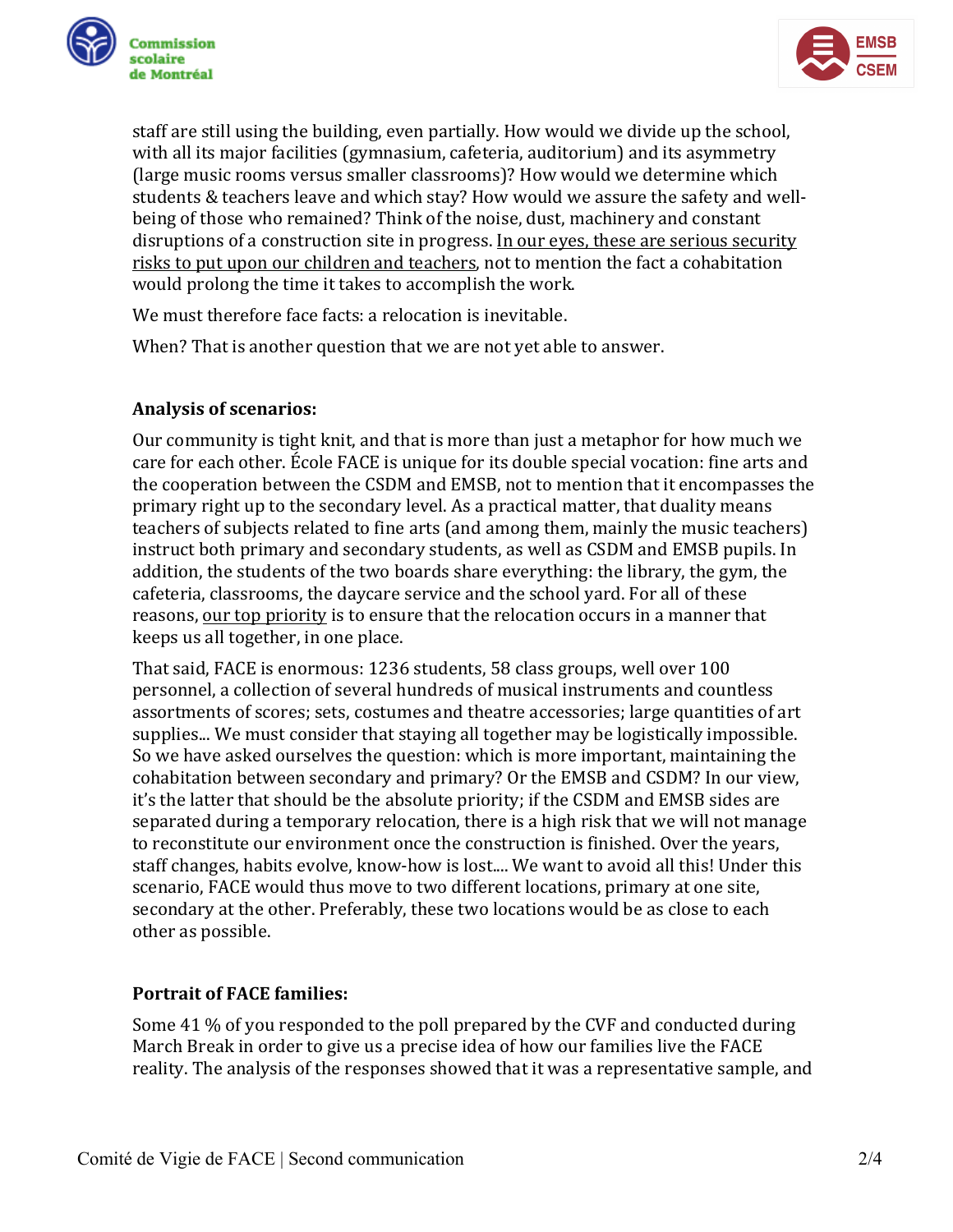staff are still using the building, even partially. How would we divide up the school, with all its major facilities (gymnasium, cafeteria, auditorium) and its asymmetry (large music rooms versus smaller classrooms)? How would we determine which students & teachers leave and which stay? How would we assure the safety and well-being of those who remained? Think of the noise, dust, machinery and constant disruptions of a construction site in progress. <u>In our eyes, these are serious security risks to put upon our children and teachers</u>, not to mention the fact a cohabitation would prolong the time it takes to accomplish the work.

We must therefore face facts: a relocation is inevitable.

When? That is another question that we are not yet able to answer.

**Analysis of scenarios:**

Our community is tight knit, and that is more than just a metaphor for how much we care for each other. École FACE is unique for its double special vocation: fine arts and the cooperation between the CSDM and EMSB, not to mention that it encompasses the primary right up to the secondary level. As a practical matter, that duality means teachers of subjects related to fine arts (and among them, mainly the music teachers) instruct both primary and secondary students, as well as CSDM and EMSB pupils. In addition, the students of the two boards share everything: the library, the gym, the cafeteria, classrooms, the daycare service and the school yard. For all of these reasons, <u>our top priority</u> is to ensure that the relocation occurs in a manner that keeps us all together, in one place.

That said, FACE is enormous: 1236 students, 58 class groups, well over 100 personnel, a collection of several hundreds of musical instruments and countless assortments of scores; sets, costumes and theatre accessories; large quantities of art supplies... We must consider that staying all together may be logistically impossible. So we have asked ourselves the question: which is more important, maintaining the cohabitation between secondary and primary? Or the EMSB and CSDM? In our view, it's the latter that should be the absolute priority; if the CSDM and EMSB sides are separated during a temporary relocation, there is a high risk that we will not manage to reconstitute our environment once the construction is finished. Over the years, staff changes, habits evolve, know-how is lost.... We want to avoid all this! Under this scenario, FACE would thus move to two different locations, primary at one site, secondary at the other. Preferably, these two locations would be as close to each other as possible.

**Portrait of FACE families:**

Some 41 % of you responded to the poll prepared by the CVF and conducted during March Break in order to give us a precise idea of how our families live the FACE reality. The analysis of the responses showed that it was a representative sample, and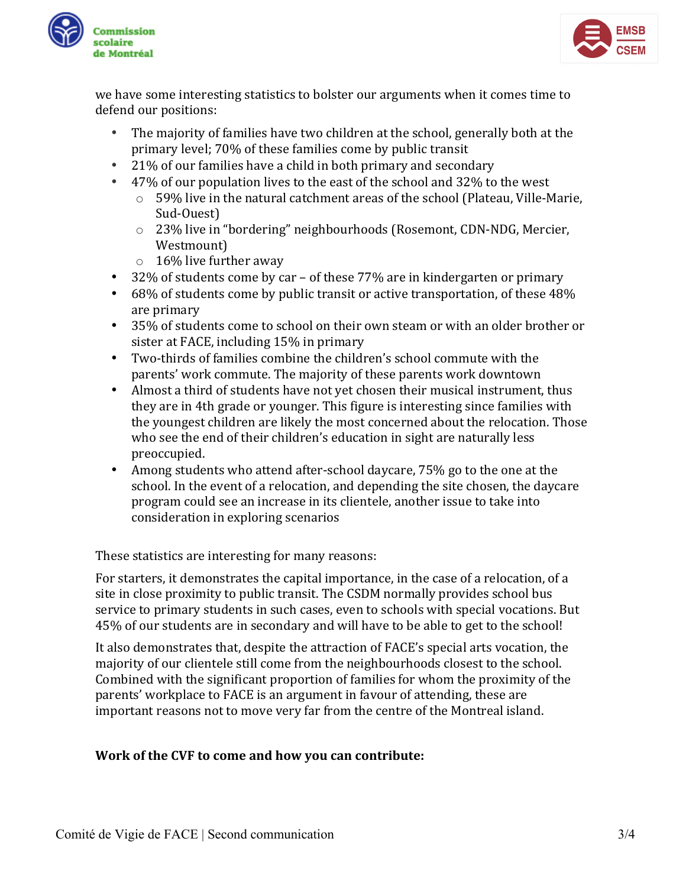we have some interesting statistics to bolster our arguments when it comes time to defend our positions:

- The majority of families have two children at the school, generally both at the primary level; 70% of these families come by public transit
- 21% of our families have a child in both primary and secondary
- 47% of our population lives to the east of the school and 32% to the west
  - 59% live in the natural catchment areas of the school (Plateau, Ville-Marie, Sud-Ouest)
  - 23% live in "bordering" neighbourhoods (Rosemont, CDN-NDG, Mercier, Westmount)
  - 16% live further away
- 32% of students come by car – of these 77% are in kindergarten or primary
- 68% of students come by public transit or active transportation, of these 48% are primary
- 35% of students come to school on their own steam or with an older brother or sister at FACE, including 15% in primary
- Two-thirds of families combine the children's school commute with the parents' work commute. The majority of these parents work downtown
- Almost a third of students have not yet chosen their musical instrument, thus they are in 4th grade or younger. This figure is interesting since families with the youngest children are likely the most concerned about the relocation. Those who see the end of their children's education in sight are naturally less preoccupied.
- Among students who attend after-school daycare, 75% go to the one at the school. In the event of a relocation, and depending the site chosen, the daycare program could see an increase in its clientele, another issue to take into consideration in exploring scenarios

These statistics are interesting for many reasons:

For starters, it demonstrates the capital importance, in the case of a relocation, of a site in close proximity to public transit. The CSDM normally provides school bus service to primary students in such cases, even to schools with special vocations. But 45% of our students are in secondary and will have to be able to get to the school!

It also demonstrates that, despite the attraction of FACE's special arts vocation, the majority of our clientele still come from the neighbourhoods closest to the school. Combined with the significant proportion of families for whom the proximity of the parents' workplace to FACE is an argument in favour of attending, these are important reasons not to move very far from the centre of the Montreal island.

**Work of the CVF to come and how you can contribute:**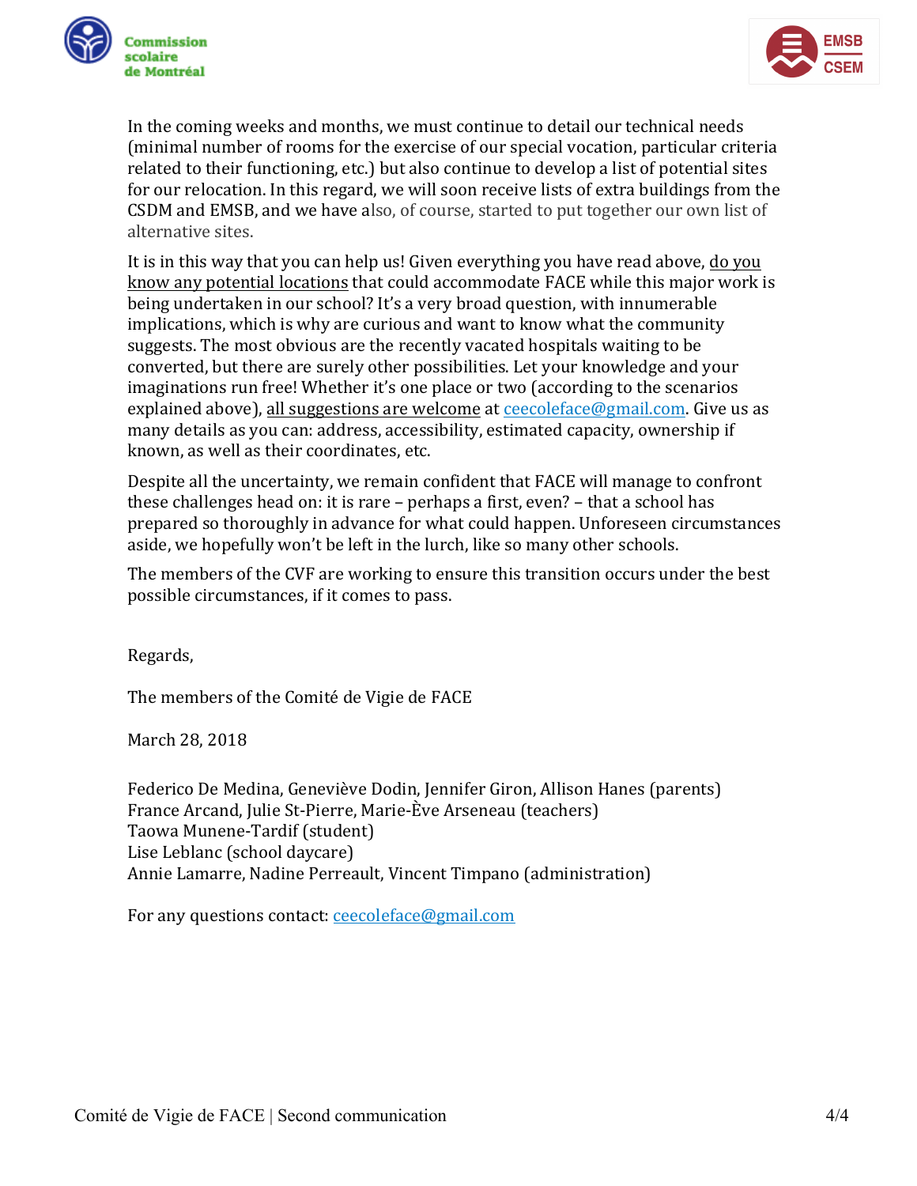In the coming weeks and months, we must continue to detail our technical needs (minimal number of rooms for the exercise of our special vocation, particular criteria related to their functioning, etc.) but also continue to develop a list of potential sites for our relocation. In this regard, we will soon receive lists of extra buildings from the CSDM and EMSB, and we have also, of course, started to put together our own list of alternative sites.

It is in this way that you can help us! Given everything you have read above, do you know any potential locations that could accommodate FACE while this major work is being undertaken in our school? It's a very broad question, with innumerable implications, which is why are curious and want to know what the community suggests. The most obvious are the recently vacated hospitals waiting to be converted, but there are surely other possibilities. Let your knowledge and your imaginations run free! Whether it's one place or two (according to the scenarios explained above), all suggestions are welcome at ceecoleface@gmail.com. Give us as many details as you can: address, accessibility, estimated capacity, ownership if known, as well as their coordinates, etc.

Despite all the uncertainty, we remain confident that FACE will manage to confront these challenges head on: it is rare – perhaps a first, even? – that a school has prepared so thoroughly in advance for what could happen. Unforeseen circumstances aside, we hopefully won't be left in the lurch, like so many other schools.

The members of the CVF are working to ensure this transition occurs under the best possible circumstances, if it comes to pass.

Regards,

The members of the Comité de Vigie de FACE

March 28, 2018

Federico De Medina, Geneviève Dodin, Jennifer Giron, Allison Hanes (parents)
France Arcand, Julie St-Pierre, Marie-Ève Arseneau (teachers)
Taowa Munene-Tardif (student)
Lise Leblanc (school daycare)
Annie Lamarre, Nadine Perreault, Vincent Timpano (administration)

For any questions contact: ceecoleface@gmail.com